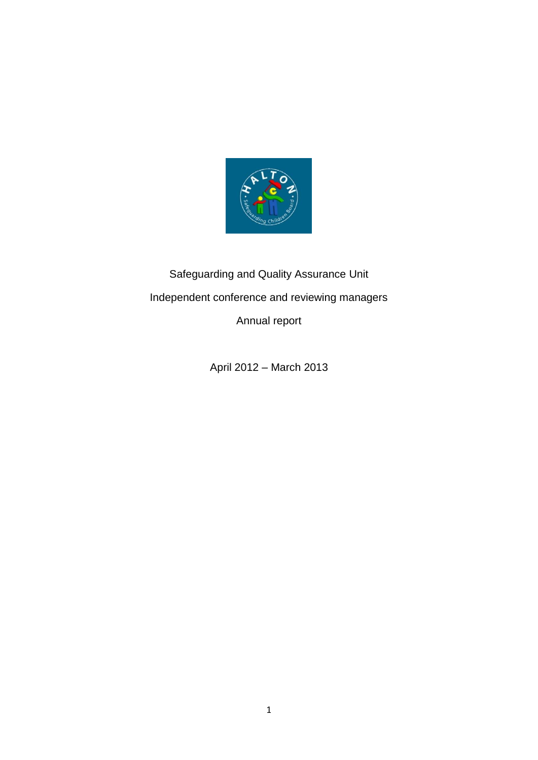Safeguarding and Quality Assurance Unit

Independent conference and reviewing managers

Annual report

April 2012 – March 2013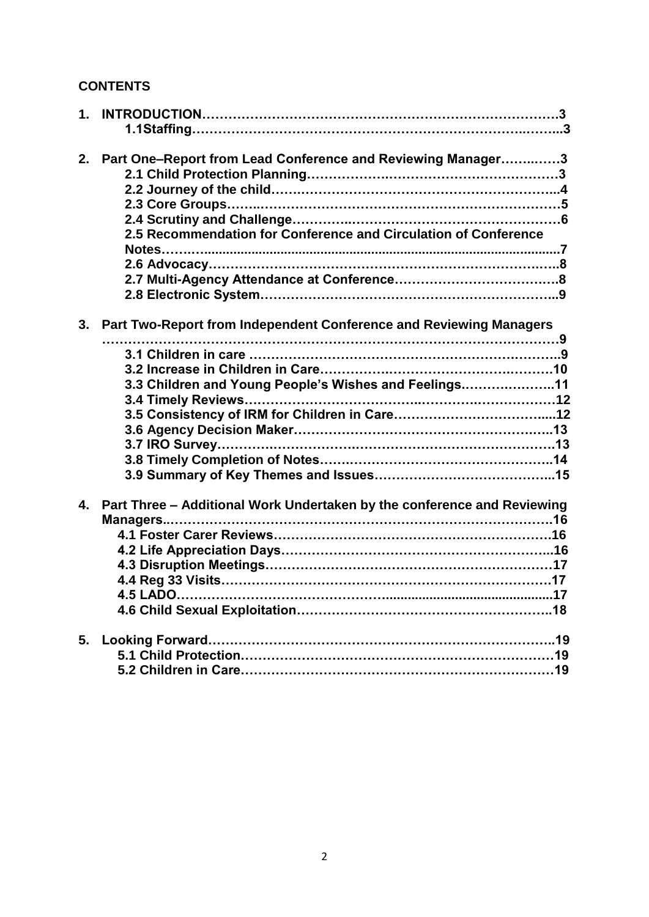**CONTENTS**

1. **INTRODUCTION……………………………………………………………………….3**
   - **1.1Staffing……………………………………………………………………..3**

2. **Part One–Report from Lead Conference and Reviewing Manager……..……3**
   - **2.1 Child Protection Planning……………….………………………………3**
   - **2.2 Journey of the child……………………………………………………….4**
   - **2.3 Core Groups……..…………………………………………………………5**
   - **2.4 Scrutiny and Challenge…………..…………………………………………6**
   - **2.5 Recommendation for Conference and Circulation of Conference Notes……...................................................................................................7**
   - **2.6 Advocacy…………………………………………………………………..8**
   - **2.7 Multi-Agency Attendance at Conference……………………………….8**
   - **2.8 Electronic System…………………………………………………………..9**

3. **Part Two-Report from Independent Conference and Reviewing Managers ………………………………………………………………………………………9**
   - **3.1 Children in care ……………………………………………………………..9**
   - **3.2 Increase in Children in Care……………….……………………….…….10**
   - **3.3 Children and Young People's Wishes and Feelings.……….………..11**
   - **3.4 Timely Reviews…………………………….…………….………………12**
   - **3.5 Consistency of IRM for Children in Care……………………………....12**
   - **3.6 Agency Decision Maker…………………………………………….…...13**
   - **3.7 IRO Survey……………………………………………………………….13**
   - **3.8 Timely Completion of Notes…….……………………………………..14**
   - **3.9 Summary of Key Themes and Issues…………………………………...15**

4. **Part Three – Additional Work Undertaken by the conference and Reviewing Managers..……………………………………………………………………….16**
   - **4.1 Foster Carer Reviews……………………………………………………….16**
   - **4.2 Life Appreciation Days…………………………………….……………...16**
   - **4.3 Disruption Meetings………………………………………………………17**
   - **4.4 Reg 33 Visits………………………………………………………………17**
   - **4.5 LADO……………………………………............................................17**
   - **4.6 Child Sexual Exploitation………………………………………………..18**

5. **Looking Forward……………………………………………………………………..19**
   - **5.1 Child Protection.………………………………………………………………19**
   - **5.2 Children in Care…………………………………………………………….19**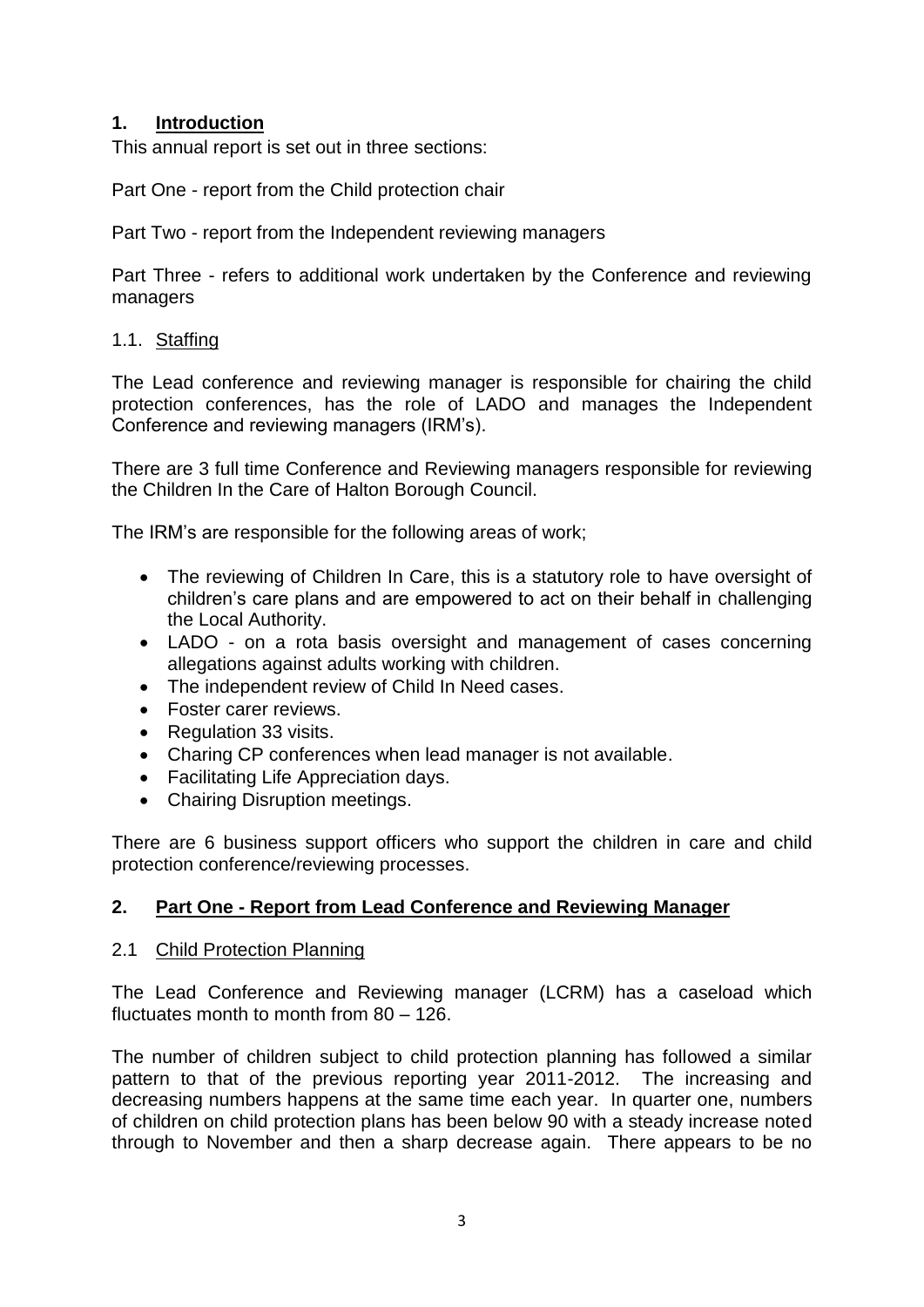## 1. Introduction

This annual report is set out in three sections:

Part One - report from the Child protection chair

Part Two - report from the Independent reviewing managers

Part Three - refers to additional work undertaken by the Conference and reviewing managers

### 1.1. Staffing

The Lead conference and reviewing manager is responsible for chairing the child protection conferences, has the role of LADO and manages the Independent Conference and reviewing managers (IRM's).

There are 3 full time Conference and Reviewing managers responsible for reviewing the Children In the Care of Halton Borough Council.

The IRM's are responsible for the following areas of work;

- The reviewing of Children In Care, this is a statutory role to have oversight of children's care plans and are empowered to act on their behalf in challenging the Local Authority.
- LADO - on a rota basis oversight and management of cases concerning allegations against adults working with children.
- The independent review of Child In Need cases.
- Foster carer reviews.
- Regulation 33 visits.
- Charing CP conferences when lead manager is not available.
- Facilitating Life Appreciation days.
- Chairing Disruption meetings.

There are 6 business support officers who support the children in care and child protection conference/reviewing processes.

## 2. Part One - Report from Lead Conference and Reviewing Manager

### 2.1 Child Protection Planning

The Lead Conference and Reviewing manager (LCRM) has a caseload which fluctuates month to month from 80 – 126.

The number of children subject to child protection planning has followed a similar pattern to that of the previous reporting year 2011-2012. The increasing and decreasing numbers happens at the same time each year. In quarter one, numbers of children on child protection plans has been below 90 with a steady increase noted through to November and then a sharp decrease again. There appears to be no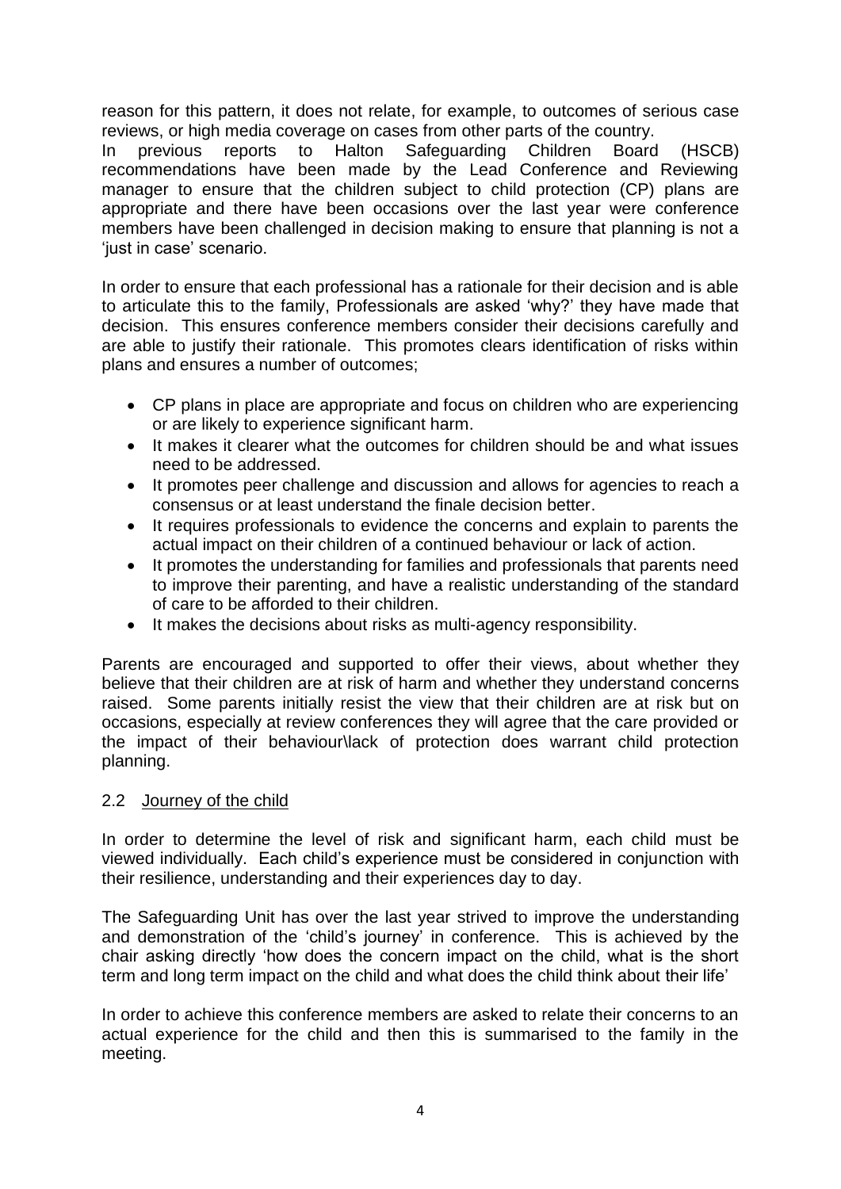reason for this pattern, it does not relate, for example, to outcomes of serious case reviews, or high media coverage on cases from other parts of the country.
In previous reports to Halton Safeguarding Children Board (HSCB) recommendations have been made by the Lead Conference and Reviewing manager to ensure that the children subject to child protection (CP) plans are appropriate and there have been occasions over the last year were conference members have been challenged in decision making to ensure that planning is not a 'just in case' scenario.

In order to ensure that each professional has a rationale for their decision and is able to articulate this to the family, Professionals are asked 'why?' they have made that decision. This ensures conference members consider their decisions carefully and are able to justify their rationale. This promotes clears identification of risks within plans and ensures a number of outcomes;

- CP plans in place are appropriate and focus on children who are experiencing or are likely to experience significant harm.
- It makes it clearer what the outcomes for children should be and what issues need to be addressed.
- It promotes peer challenge and discussion and allows for agencies to reach a consensus or at least understand the finale decision better.
- It requires professionals to evidence the concerns and explain to parents the actual impact on their children of a continued behaviour or lack of action.
- It promotes the understanding for families and professionals that parents need to improve their parenting, and have a realistic understanding of the standard of care to be afforded to their children.
- It makes the decisions about risks as multi-agency responsibility.

Parents are encouraged and supported to offer their views, about whether they believe that their children are at risk of harm and whether they understand concerns raised. Some parents initially resist the view that their children are at risk but on occasions, especially at review conferences they will agree that the care provided or the impact of their behaviour\lack of protection does warrant child protection planning.

## 2.2 Journey of the child

In order to determine the level of risk and significant harm, each child must be viewed individually. Each child's experience must be considered in conjunction with their resilience, understanding and their experiences day to day.

The Safeguarding Unit has over the last year strived to improve the understanding and demonstration of the 'child's journey' in conference. This is achieved by the chair asking directly 'how does the concern impact on the child, what is the short term and long term impact on the child and what does the child think about their life'

In order to achieve this conference members are asked to relate their concerns to an actual experience for the child and then this is summarised to the family in the meeting.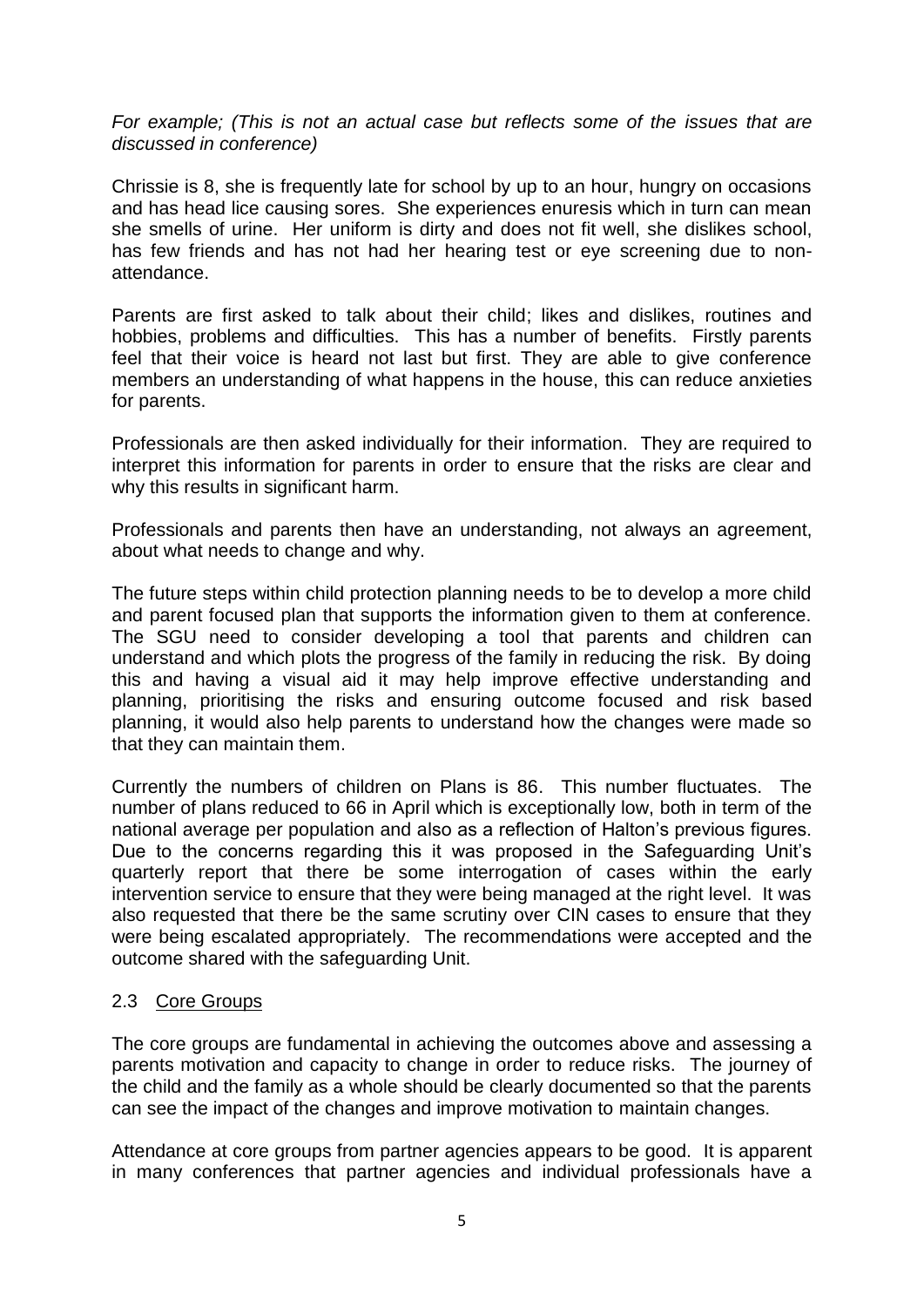*For example; (This is not an actual case but reflects some of the issues that are discussed in conference)*

Chrissie is 8, she is frequently late for school by up to an hour, hungry on occasions and has head lice causing sores. She experiences enuresis which in turn can mean she smells of urine. Her uniform is dirty and does not fit well, she dislikes school, has few friends and has not had her hearing test or eye screening due to non-attendance.

Parents are first asked to talk about their child; likes and dislikes, routines and hobbies, problems and difficulties. This has a number of benefits. Firstly parents feel that their voice is heard not last but first. They are able to give conference members an understanding of what happens in the house, this can reduce anxieties for parents.

Professionals are then asked individually for their information. They are required to interpret this information for parents in order to ensure that the risks are clear and why this results in significant harm.

Professionals and parents then have an understanding, not always an agreement, about what needs to change and why.

The future steps within child protection planning needs to be to develop a more child and parent focused plan that supports the information given to them at conference. The SGU need to consider developing a tool that parents and children can understand and which plots the progress of the family in reducing the risk. By doing this and having a visual aid it may help improve effective understanding and planning, prioritising the risks and ensuring outcome focused and risk based planning, it would also help parents to understand how the changes were made so that they can maintain them.

Currently the numbers of children on Plans is 86. This number fluctuates. The number of plans reduced to 66 in April which is exceptionally low, both in term of the national average per population and also as a reflection of Halton's previous figures. Due to the concerns regarding this it was proposed in the Safeguarding Unit's quarterly report that there be some interrogation of cases within the early intervention service to ensure that they were being managed at the right level. It was also requested that there be the same scrutiny over CIN cases to ensure that they were being escalated appropriately. The recommendations were accepted and the outcome shared with the safeguarding Unit.

## 2.3 Core Groups

The core groups are fundamental in achieving the outcomes above and assessing a parents motivation and capacity to change in order to reduce risks. The journey of the child and the family as a whole should be clearly documented so that the parents can see the impact of the changes and improve motivation to maintain changes.

Attendance at core groups from partner agencies appears to be good. It is apparent in many conferences that partner agencies and individual professionals have a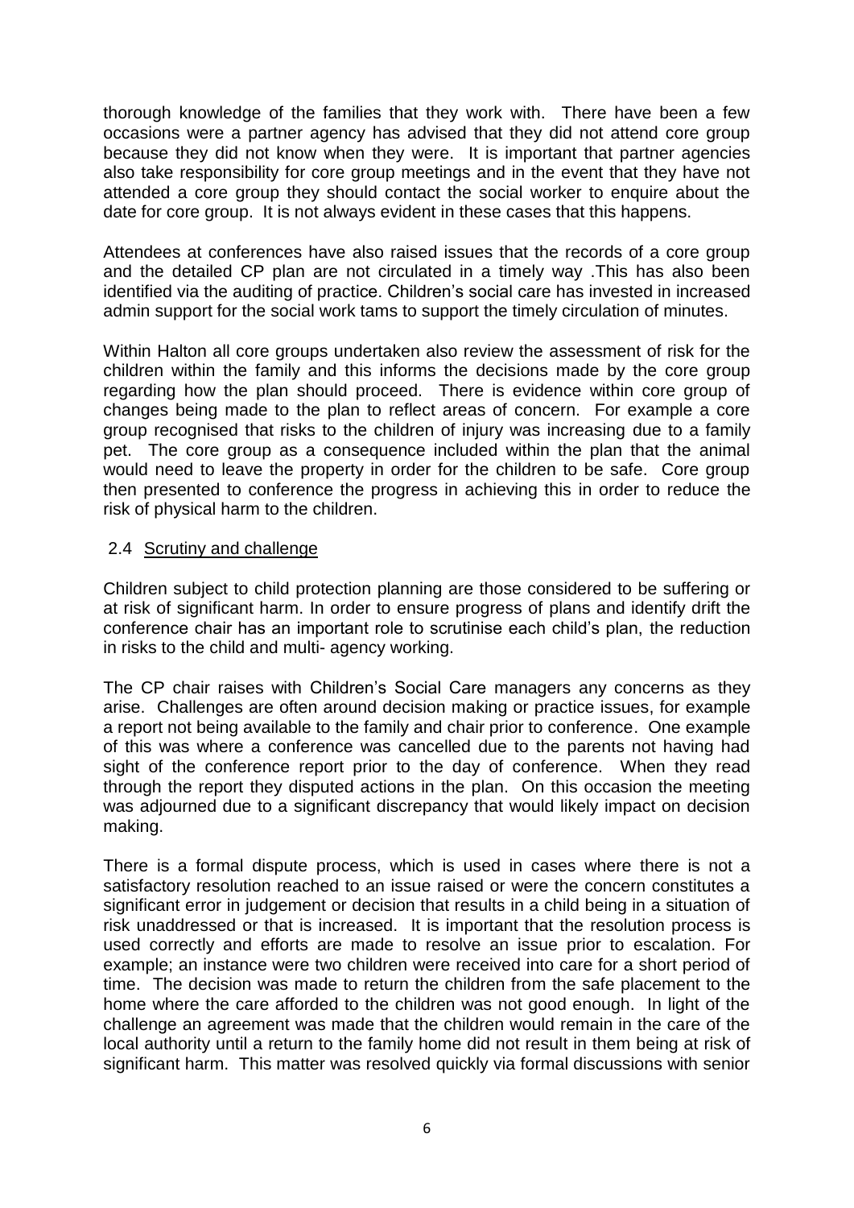thorough knowledge of the families that they work with. There have been a few occasions were a partner agency has advised that they did not attend core group because they did not know when they were. It is important that partner agencies also take responsibility for core group meetings and in the event that they have not attended a core group they should contact the social worker to enquire about the date for core group. It is not always evident in these cases that this happens.

Attendees at conferences have also raised issues that the records of a core group and the detailed CP plan are not circulated in a timely way .This has also been identified via the auditing of practice. Children's social care has invested in increased admin support for the social work tams to support the timely circulation of minutes.

Within Halton all core groups undertaken also review the assessment of risk for the children within the family and this informs the decisions made by the core group regarding how the plan should proceed. There is evidence within core group of changes being made to the plan to reflect areas of concern. For example a core group recognised that risks to the children of injury was increasing due to a family pet. The core group as a consequence included within the plan that the animal would need to leave the property in order for the children to be safe. Core group then presented to conference the progress in achieving this in order to reduce the risk of physical harm to the children.

## 2.4 Scrutiny and challenge

Children subject to child protection planning are those considered to be suffering or at risk of significant harm. In order to ensure progress of plans and identify drift the conference chair has an important role to scrutinise each child's plan, the reduction in risks to the child and multi- agency working.

The CP chair raises with Children's Social Care managers any concerns as they arise. Challenges are often around decision making or practice issues, for example a report not being available to the family and chair prior to conference. One example of this was where a conference was cancelled due to the parents not having had sight of the conference report prior to the day of conference. When they read through the report they disputed actions in the plan. On this occasion the meeting was adjourned due to a significant discrepancy that would likely impact on decision making.

There is a formal dispute process, which is used in cases where there is not a satisfactory resolution reached to an issue raised or were the concern constitutes a significant error in judgement or decision that results in a child being in a situation of risk unaddressed or that is increased. It is important that the resolution process is used correctly and efforts are made to resolve an issue prior to escalation. For example; an instance were two children were received into care for a short period of time. The decision was made to return the children from the safe placement to the home where the care afforded to the children was not good enough. In light of the challenge an agreement was made that the children would remain in the care of the local authority until a return to the family home did not result in them being at risk of significant harm. This matter was resolved quickly via formal discussions with senior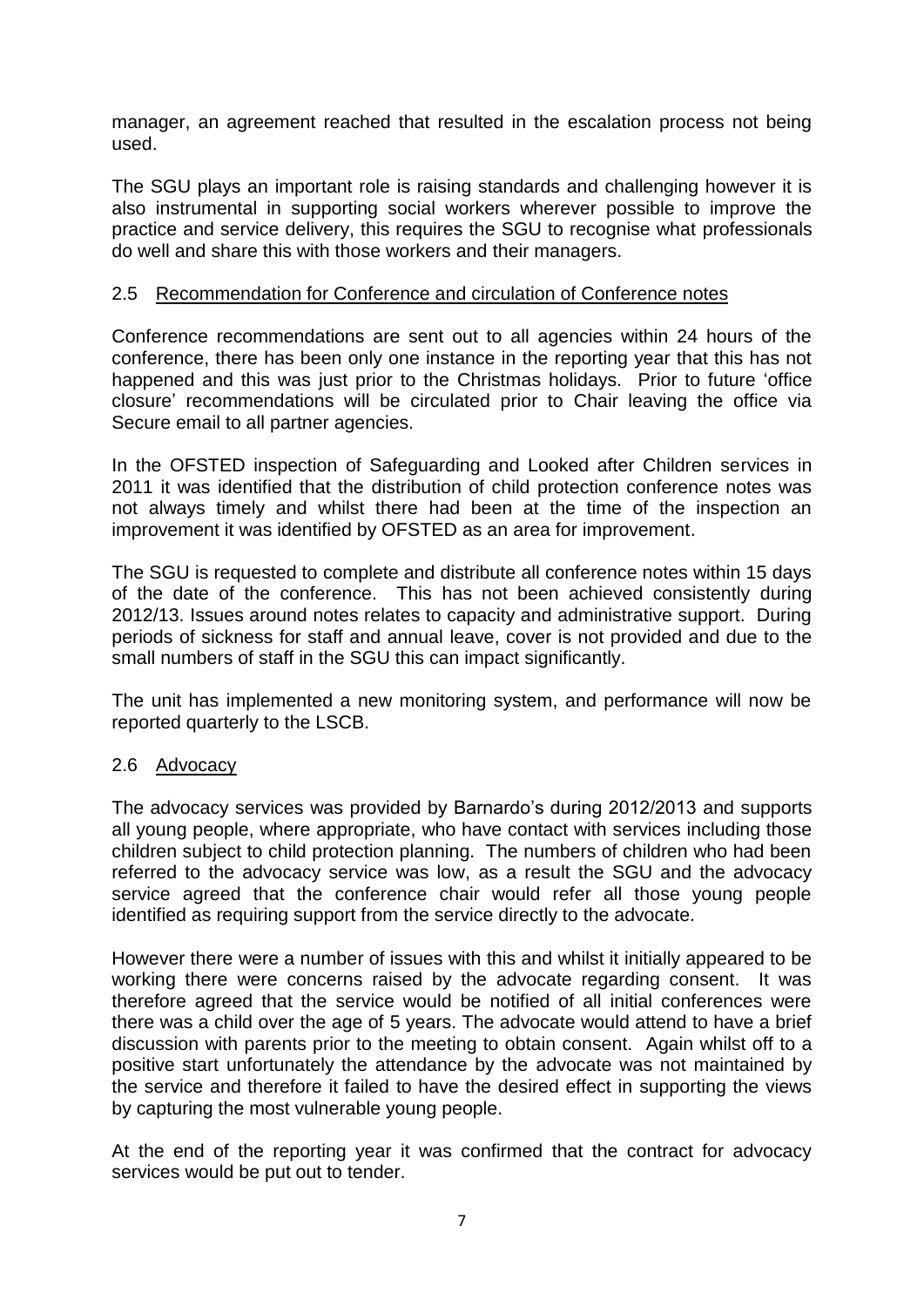manager, an agreement reached that resulted in the escalation process not being used.

The SGU plays an important role is raising standards and challenging however it is also instrumental in supporting social workers wherever possible to improve the practice and service delivery, this requires the SGU to recognise what professionals do well and share this with those workers and their managers.

### 2.5 Recommendation for Conference and circulation of Conference notes

Conference recommendations are sent out to all agencies within 24 hours of the conference, there has been only one instance in the reporting year that this has not happened and this was just prior to the Christmas holidays. Prior to future 'office closure' recommendations will be circulated prior to Chair leaving the office via Secure email to all partner agencies.

In the OFSTED inspection of Safeguarding and Looked after Children services in 2011 it was identified that the distribution of child protection conference notes was not always timely and whilst there had been at the time of the inspection an improvement it was identified by OFSTED as an area for improvement.

The SGU is requested to complete and distribute all conference notes within 15 days of the date of the conference. This has not been achieved consistently during 2012/13. Issues around notes relates to capacity and administrative support. During periods of sickness for staff and annual leave, cover is not provided and due to the small numbers of staff in the SGU this can impact significantly.

The unit has implemented a new monitoring system, and performance will now be reported quarterly to the LSCB.

### 2.6 Advocacy

The advocacy services was provided by Barnardo's during 2012/2013 and supports all young people, where appropriate, who have contact with services including those children subject to child protection planning. The numbers of children who had been referred to the advocacy service was low, as a result the SGU and the advocacy service agreed that the conference chair would refer all those young people identified as requiring support from the service directly to the advocate.

However there were a number of issues with this and whilst it initially appeared to be working there were concerns raised by the advocate regarding consent. It was therefore agreed that the service would be notified of all initial conferences were there was a child over the age of 5 years. The advocate would attend to have a brief discussion with parents prior to the meeting to obtain consent. Again whilst off to a positive start unfortunately the attendance by the advocate was not maintained by the service and therefore it failed to have the desired effect in supporting the views by capturing the most vulnerable young people.

At the end of the reporting year it was confirmed that the contract for advocacy services would be put out to tender.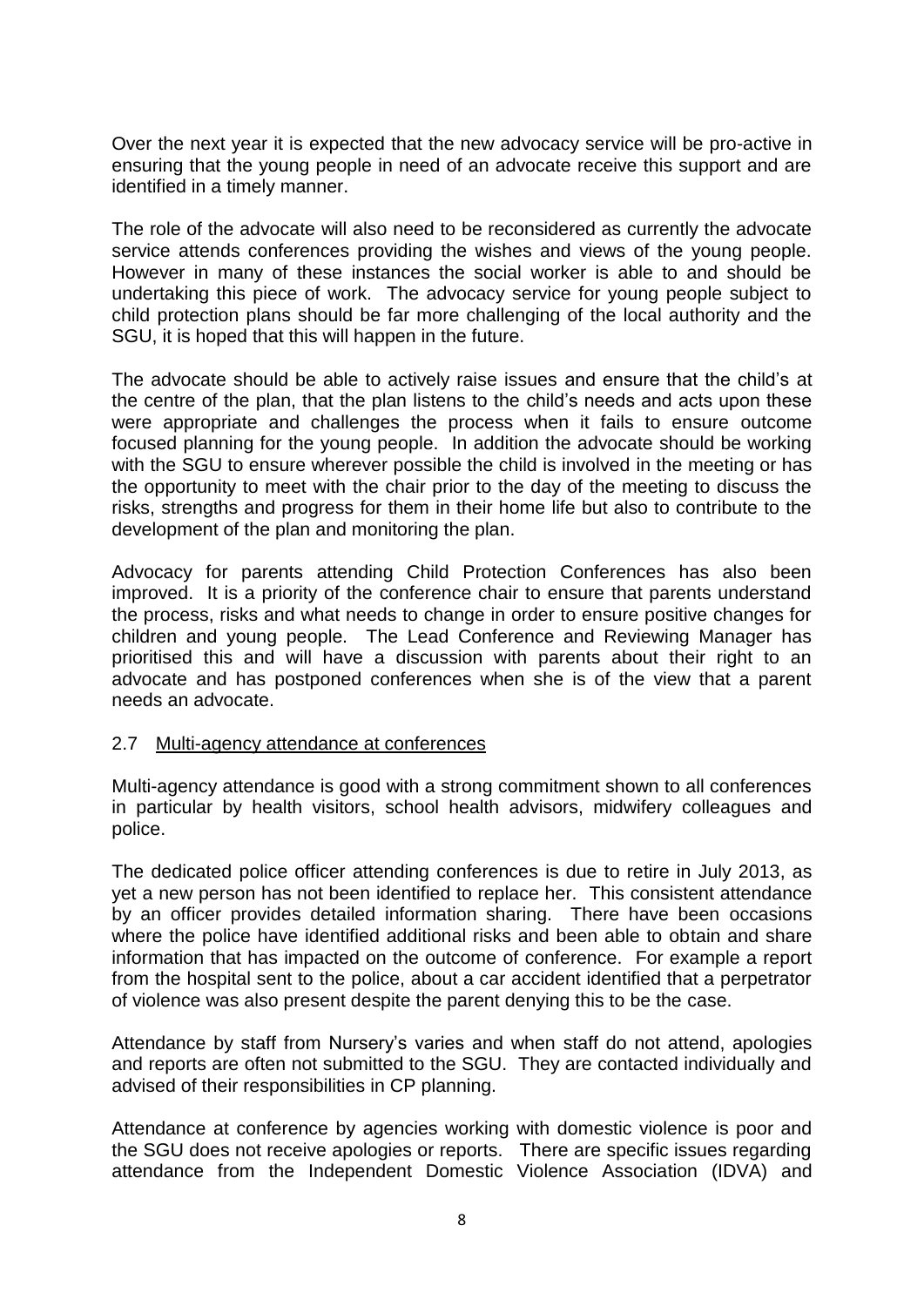Over the next year it is expected that the new advocacy service will be pro-active in ensuring that the young people in need of an advocate receive this support and are identified in a timely manner.

The role of the advocate will also need to be reconsidered as currently the advocate service attends conferences providing the wishes and views of the young people. However in many of these instances the social worker is able to and should be undertaking this piece of work. The advocacy service for young people subject to child protection plans should be far more challenging of the local authority and the SGU, it is hoped that this will happen in the future.

The advocate should be able to actively raise issues and ensure that the child's at the centre of the plan, that the plan listens to the child's needs and acts upon these were appropriate and challenges the process when it fails to ensure outcome focused planning for the young people. In addition the advocate should be working with the SGU to ensure wherever possible the child is involved in the meeting or has the opportunity to meet with the chair prior to the day of the meeting to discuss the risks, strengths and progress for them in their home life but also to contribute to the development of the plan and monitoring the plan.

Advocacy for parents attending Child Protection Conferences has also been improved. It is a priority of the conference chair to ensure that parents understand the process, risks and what needs to change in order to ensure positive changes for children and young people. The Lead Conference and Reviewing Manager has prioritised this and will have a discussion with parents about their right to an advocate and has postponed conferences when she is of the view that a parent needs an advocate.

### 2.7 Multi-agency attendance at conferences

Multi-agency attendance is good with a strong commitment shown to all conferences in particular by health visitors, school health advisors, midwifery colleagues and police.

The dedicated police officer attending conferences is due to retire in July 2013, as yet a new person has not been identified to replace her. This consistent attendance by an officer provides detailed information sharing. There have been occasions where the police have identified additional risks and been able to obtain and share information that has impacted on the outcome of conference. For example a report from the hospital sent to the police, about a car accident identified that a perpetrator of violence was also present despite the parent denying this to be the case.

Attendance by staff from Nursery's varies and when staff do not attend, apologies and reports are often not submitted to the SGU. They are contacted individually and advised of their responsibilities in CP planning.

Attendance at conference by agencies working with domestic violence is poor and the SGU does not receive apologies or reports. There are specific issues regarding attendance from the Independent Domestic Violence Association (IDVA) and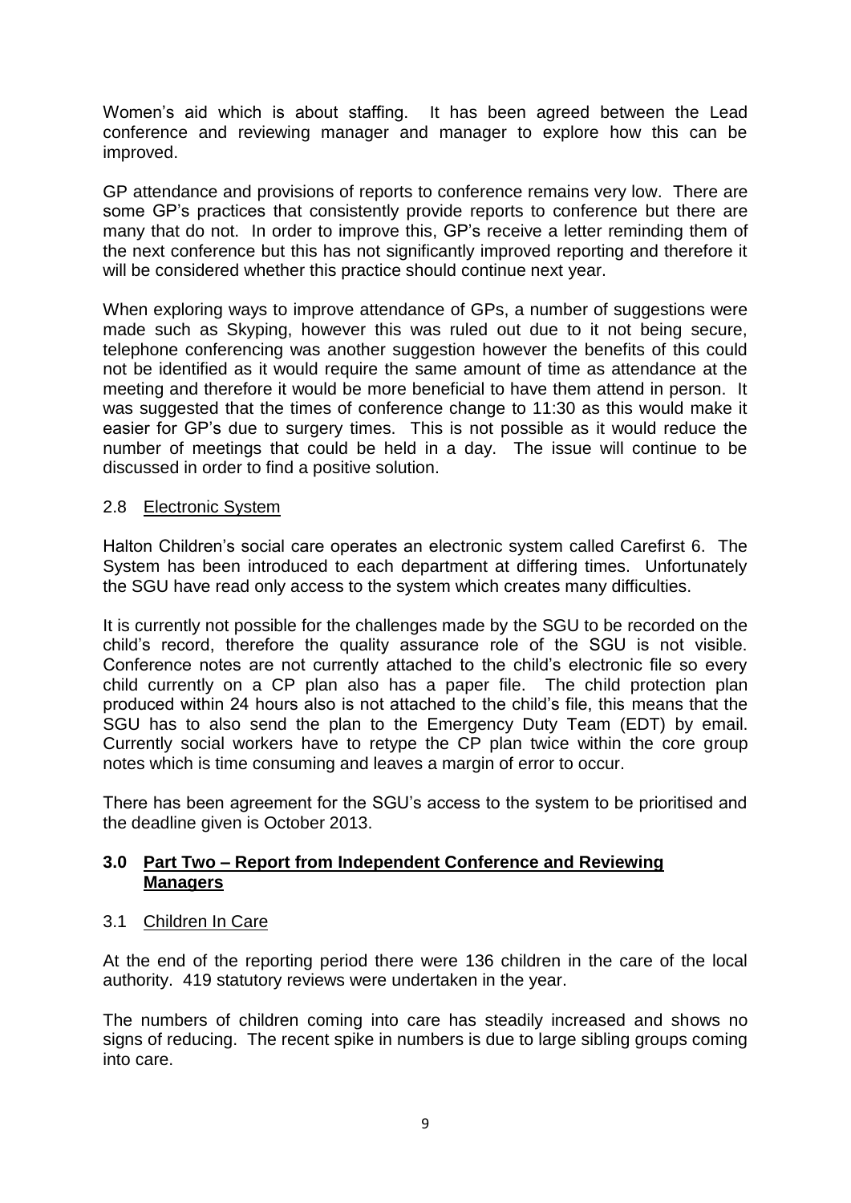Women's aid which is about staffing. It has been agreed between the Lead conference and reviewing manager and manager to explore how this can be improved.

GP attendance and provisions of reports to conference remains very low. There are some GP's practices that consistently provide reports to conference but there are many that do not. In order to improve this, GP's receive a letter reminding them of the next conference but this has not significantly improved reporting and therefore it will be considered whether this practice should continue next year.

When exploring ways to improve attendance of GPs, a number of suggestions were made such as Skyping, however this was ruled out due to it not being secure, telephone conferencing was another suggestion however the benefits of this could not be identified as it would require the same amount of time as attendance at the meeting and therefore it would be more beneficial to have them attend in person. It was suggested that the times of conference change to 11:30 as this would make it easier for GP's due to surgery times. This is not possible as it would reduce the number of meetings that could be held in a day. The issue will continue to be discussed in order to find a positive solution.

### 2.8 Electronic System

Halton Children's social care operates an electronic system called Carefirst 6. The System has been introduced to each department at differing times. Unfortunately the SGU have read only access to the system which creates many difficulties.

It is currently not possible for the challenges made by the SGU to be recorded on the child's record, therefore the quality assurance role of the SGU is not visible. Conference notes are not currently attached to the child's electronic file so every child currently on a CP plan also has a paper file. The child protection plan produced within 24 hours also is not attached to the child's file, this means that the SGU has to also send the plan to the Emergency Duty Team (EDT) by email. Currently social workers have to retype the CP plan twice within the core group notes which is time consuming and leaves a margin of error to occur.

There has been agreement for the SGU's access to the system to be prioritised and the deadline given is October 2013.

## 3.0 Part Two – Report from Independent Conference and Reviewing Managers

### 3.1 Children In Care

At the end of the reporting period there were 136 children in the care of the local authority. 419 statutory reviews were undertaken in the year.

The numbers of children coming into care has steadily increased and shows no signs of reducing. The recent spike in numbers is due to large sibling groups coming into care.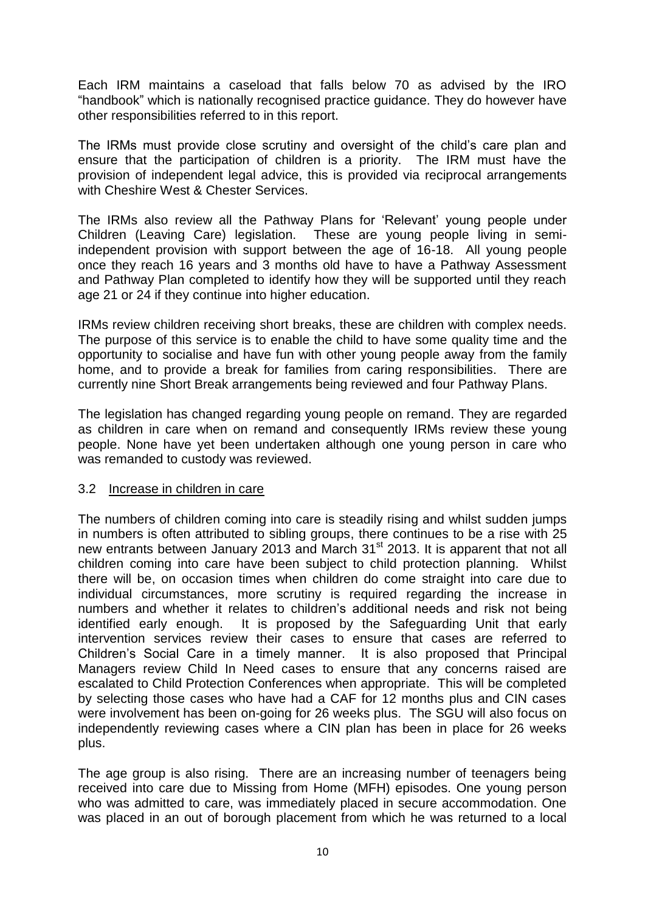Each IRM maintains a caseload that falls below 70 as advised by the IRO "handbook" which is nationally recognised practice guidance. They do however have other responsibilities referred to in this report.

The IRMs must provide close scrutiny and oversight of the child's care plan and ensure that the participation of children is a priority. The IRM must have the provision of independent legal advice, this is provided via reciprocal arrangements with Cheshire West & Chester Services.

The IRMs also review all the Pathway Plans for 'Relevant' young people under Children (Leaving Care) legislation. These are young people living in semi-independent provision with support between the age of 16-18. All young people once they reach 16 years and 3 months old have to have a Pathway Assessment and Pathway Plan completed to identify how they will be supported until they reach age 21 or 24 if they continue into higher education.

IRMs review children receiving short breaks, these are children with complex needs. The purpose of this service is to enable the child to have some quality time and the opportunity to socialise and have fun with other young people away from the family home, and to provide a break for families from caring responsibilities. There are currently nine Short Break arrangements being reviewed and four Pathway Plans.

The legislation has changed regarding young people on remand. They are regarded as children in care when on remand and consequently IRMs review these young people. None have yet been undertaken although one young person in care who was remanded to custody was reviewed.

### 3.2 Increase in children in care

The numbers of children coming into care is steadily rising and whilst sudden jumps in numbers is often attributed to sibling groups, there continues to be a rise with 25 new entrants between January 2013 and March 31st 2013. It is apparent that not all children coming into care have been subject to child protection planning. Whilst there will be, on occasion times when children do come straight into care due to individual circumstances, more scrutiny is required regarding the increase in numbers and whether it relates to children's additional needs and risk not being identified early enough. It is proposed by the Safeguarding Unit that early intervention services review their cases to ensure that cases are referred to Children's Social Care in a timely manner. It is also proposed that Principal Managers review Child In Need cases to ensure that any concerns raised are escalated to Child Protection Conferences when appropriate. This will be completed by selecting those cases who have had a CAF for 12 months plus and CIN cases were involvement has been on-going for 26 weeks plus. The SGU will also focus on independently reviewing cases where a CIN plan has been in place for 26 weeks plus.

The age group is also rising. There are an increasing number of teenagers being received into care due to Missing from Home (MFH) episodes. One young person who was admitted to care, was immediately placed in secure accommodation. One was placed in an out of borough placement from which he was returned to a local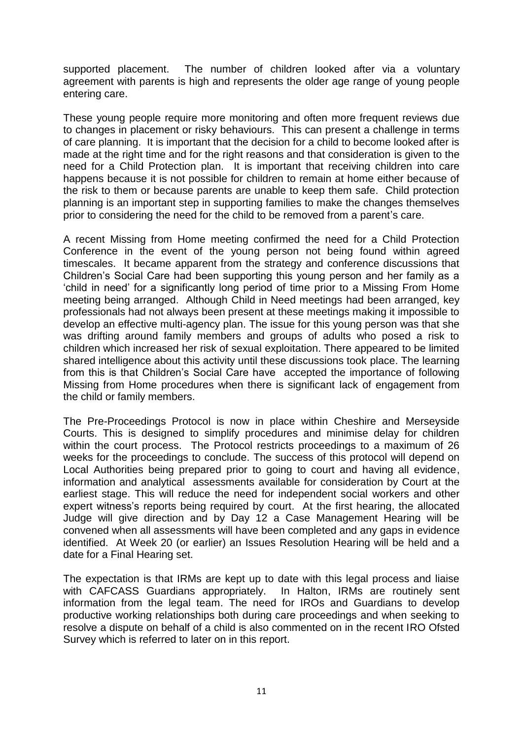supported placement. The number of children looked after via a voluntary agreement with parents is high and represents the older age range of young people entering care.

These young people require more monitoring and often more frequent reviews due to changes in placement or risky behaviours. This can present a challenge in terms of care planning. It is important that the decision for a child to become looked after is made at the right time and for the right reasons and that consideration is given to the need for a Child Protection plan. It is important that receiving children into care happens because it is not possible for children to remain at home either because of the risk to them or because parents are unable to keep them safe. Child protection planning is an important step in supporting families to make the changes themselves prior to considering the need for the child to be removed from a parent's care.

A recent Missing from Home meeting confirmed the need for a Child Protection Conference in the event of the young person not being found within agreed timescales. It became apparent from the strategy and conference discussions that Children's Social Care had been supporting this young person and her family as a 'child in need' for a significantly long period of time prior to a Missing From Home meeting being arranged. Although Child in Need meetings had been arranged, key professionals had not always been present at these meetings making it impossible to develop an effective multi-agency plan. The issue for this young person was that she was drifting around family members and groups of adults who posed a risk to children which increased her risk of sexual exploitation. There appeared to be limited shared intelligence about this activity until these discussions took place. The learning from this is that Children's Social Care have accepted the importance of following Missing from Home procedures when there is significant lack of engagement from the child or family members.

The Pre-Proceedings Protocol is now in place within Cheshire and Merseyside Courts. This is designed to simplify procedures and minimise delay for children within the court process. The Protocol restricts proceedings to a maximum of 26 weeks for the proceedings to conclude. The success of this protocol will depend on Local Authorities being prepared prior to going to court and having all evidence, information and analytical assessments available for consideration by Court at the earliest stage. This will reduce the need for independent social workers and other expert witness's reports being required by court. At the first hearing, the allocated Judge will give direction and by Day 12 a Case Management Hearing will be convened when all assessments will have been completed and any gaps in evidence identified. At Week 20 (or earlier) an Issues Resolution Hearing will be held and a date for a Final Hearing set.

The expectation is that IRMs are kept up to date with this legal process and liaise with CAFCASS Guardians appropriately. In Halton, IRMs are routinely sent information from the legal team. The need for IROs and Guardians to develop productive working relationships both during care proceedings and when seeking to resolve a dispute on behalf of a child is also commented on in the recent IRO Ofsted Survey which is referred to later on in this report.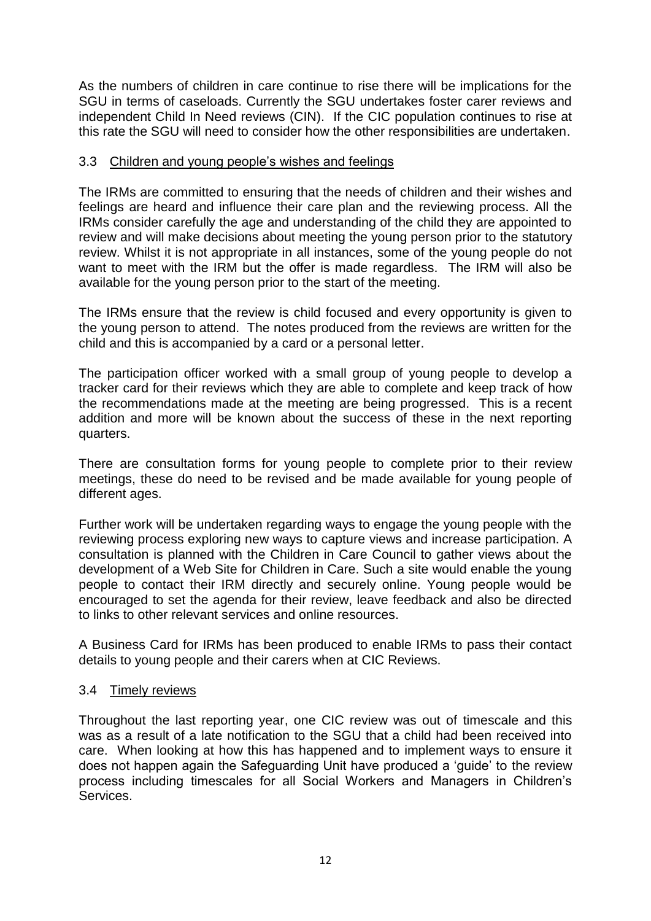As the numbers of children in care continue to rise there will be implications for the SGU in terms of caseloads. Currently the SGU undertakes foster carer reviews and independent Child In Need reviews (CIN). If the CIC population continues to rise at this rate the SGU will need to consider how the other responsibilities are undertaken.

### 3.3 Children and young people's wishes and feelings

The IRMs are committed to ensuring that the needs of children and their wishes and feelings are heard and influence their care plan and the reviewing process. All the IRMs consider carefully the age and understanding of the child they are appointed to review and will make decisions about meeting the young person prior to the statutory review. Whilst it is not appropriate in all instances, some of the young people do not want to meet with the IRM but the offer is made regardless. The IRM will also be available for the young person prior to the start of the meeting.

The IRMs ensure that the review is child focused and every opportunity is given to the young person to attend. The notes produced from the reviews are written for the child and this is accompanied by a card or a personal letter.

The participation officer worked with a small group of young people to develop a tracker card for their reviews which they are able to complete and keep track of how the recommendations made at the meeting are being progressed. This is a recent addition and more will be known about the success of these in the next reporting quarters.

There are consultation forms for young people to complete prior to their review meetings, these do need to be revised and be made available for young people of different ages.

Further work will be undertaken regarding ways to engage the young people with the reviewing process exploring new ways to capture views and increase participation. A consultation is planned with the Children in Care Council to gather views about the development of a Web Site for Children in Care. Such a site would enable the young people to contact their IRM directly and securely online. Young people would be encouraged to set the agenda for their review, leave feedback and also be directed to links to other relevant services and online resources.

A Business Card for IRMs has been produced to enable IRMs to pass their contact details to young people and their carers when at CIC Reviews.

### 3.4 Timely reviews

Throughout the last reporting year, one CIC review was out of timescale and this was as a result of a late notification to the SGU that a child had been received into care. When looking at how this has happened and to implement ways to ensure it does not happen again the Safeguarding Unit have produced a 'guide' to the review process including timescales for all Social Workers and Managers in Children's Services.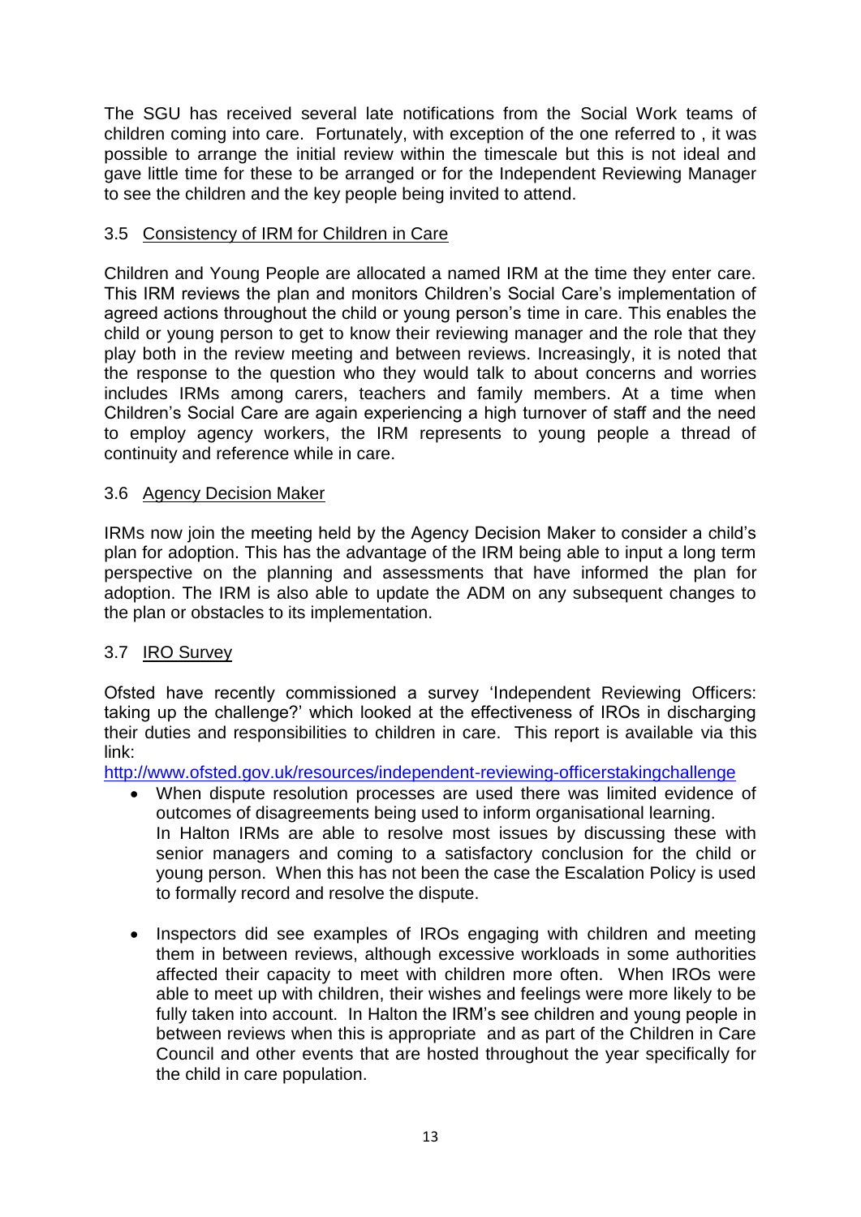The SGU has received several late notifications from the Social Work teams of children coming into care. Fortunately, with exception of the one referred to , it was possible to arrange the initial review within the timescale but this is not ideal and gave little time for these to be arranged or for the Independent Reviewing Manager to see the children and the key people being invited to attend.

### 3.5 Consistency of IRM for Children in Care

Children and Young People are allocated a named IRM at the time they enter care. This IRM reviews the plan and monitors Children's Social Care's implementation of agreed actions throughout the child or young person's time in care. This enables the child or young person to get to know their reviewing manager and the role that they play both in the review meeting and between reviews. Increasingly, it is noted that the response to the question who they would talk to about concerns and worries includes IRMs among carers, teachers and family members. At a time when Children's Social Care are again experiencing a high turnover of staff and the need to employ agency workers, the IRM represents to young people a thread of continuity and reference while in care.

### 3.6 Agency Decision Maker

IRMs now join the meeting held by the Agency Decision Maker to consider a child's plan for adoption. This has the advantage of the IRM being able to input a long term perspective on the planning and assessments that have informed the plan for adoption. The IRM is also able to update the ADM on any subsequent changes to the plan or obstacles to its implementation.

### 3.7 IRO Survey

Ofsted have recently commissioned a survey 'Independent Reviewing Officers: taking up the challenge?' which looked at the effectiveness of IROs in discharging their duties and responsibilities to children in care. This report is available via this link:
http://www.ofsted.gov.uk/resources/independent-reviewing-officerstakingchallenge

- When dispute resolution processes are used there was limited evidence of outcomes of disagreements being used to inform organisational learning.
  In Halton IRMs are able to resolve most issues by discussing these with senior managers and coming to a satisfactory conclusion for the child or young person. When this has not been the case the Escalation Policy is used to formally record and resolve the dispute.

- Inspectors did see examples of IROs engaging with children and meeting them in between reviews, although excessive workloads in some authorities affected their capacity to meet with children more often. When IROs were able to meet up with children, their wishes and feelings were more likely to be fully taken into account. In Halton the IRM's see children and young people in between reviews when this is appropriate and as part of the Children in Care Council and other events that are hosted throughout the year specifically for the child in care population.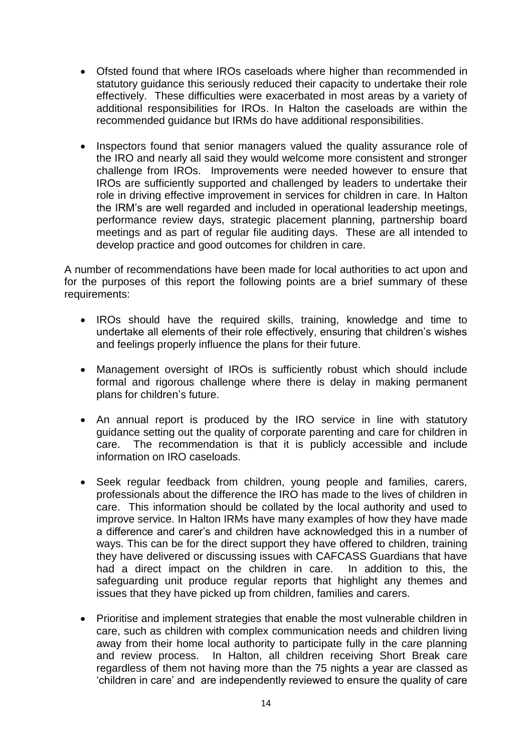- Ofsted found that where IROs caseloads where higher than recommended in statutory guidance this seriously reduced their capacity to undertake their role effectively. These difficulties were exacerbated in most areas by a variety of additional responsibilities for IROs. In Halton the caseloads are within the recommended guidance but IRMs do have additional responsibilities.

- Inspectors found that senior managers valued the quality assurance role of the IRO and nearly all said they would welcome more consistent and stronger challenge from IROs. Improvements were needed however to ensure that IROs are sufficiently supported and challenged by leaders to undertake their role in driving effective improvement in services for children in care. In Halton the IRM's are well regarded and included in operational leadership meetings, performance review days, strategic placement planning, partnership board meetings and as part of regular file auditing days. These are all intended to develop practice and good outcomes for children in care.

A number of recommendations have been made for local authorities to act upon and for the purposes of this report the following points are a brief summary of these requirements:

- IROs should have the required skills, training, knowledge and time to undertake all elements of their role effectively, ensuring that children's wishes and feelings properly influence the plans for their future.

- Management oversight of IROs is sufficiently robust which should include formal and rigorous challenge where there is delay in making permanent plans for children's future.

- An annual report is produced by the IRO service in line with statutory guidance setting out the quality of corporate parenting and care for children in care. The recommendation is that it is publicly accessible and include information on IRO caseloads.

- Seek regular feedback from children, young people and families, carers, professionals about the difference the IRO has made to the lives of children in care. This information should be collated by the local authority and used to improve service. In Halton IRMs have many examples of how they have made a difference and carer's and children have acknowledged this in a number of ways. This can be for the direct support they have offered to children, training they have delivered or discussing issues with CAFCASS Guardians that have had a direct impact on the children in care. In addition to this, the safeguarding unit produce regular reports that highlight any themes and issues that they have picked up from children, families and carers.

- Prioritise and implement strategies that enable the most vulnerable children in care, such as children with complex communication needs and children living away from their home local authority to participate fully in the care planning and review process. In Halton, all children receiving Short Break care regardless of them not having more than the 75 nights a year are classed as 'children in care' and are independently reviewed to ensure the quality of care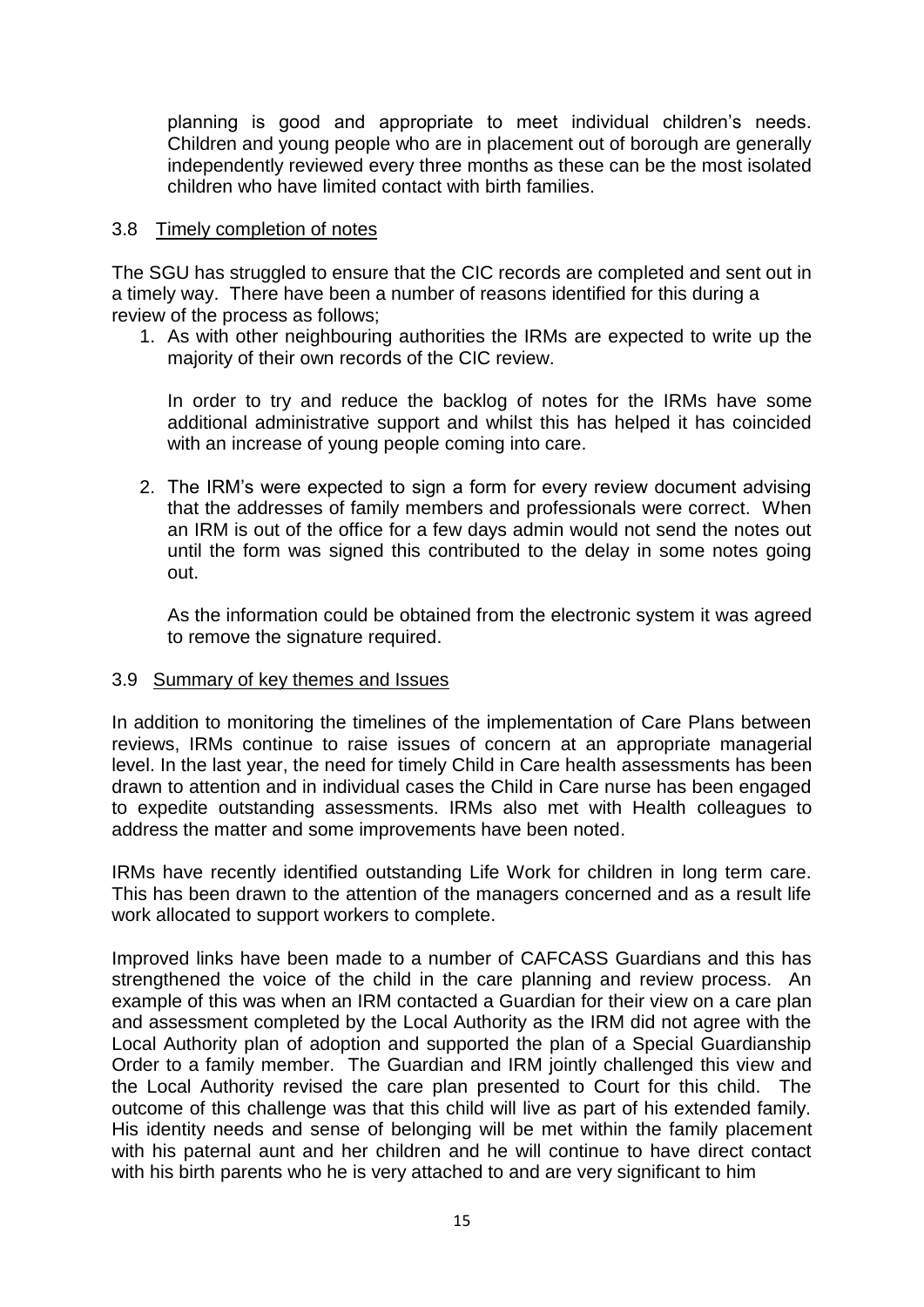planning is good and appropriate to meet individual children's needs. Children and young people who are in placement out of borough are generally independently reviewed every three months as these can be the most isolated children who have limited contact with birth families.

### 3.8 Timely completion of notes

The SGU has struggled to ensure that the CIC records are completed and sent out in a timely way. There have been a number of reasons identified for this during a review of the process as follows;

1. As with other neighbouring authorities the IRMs are expected to write up the majority of their own records of the CIC review.

   In order to try and reduce the backlog of notes for the IRMs have some additional administrative support and whilst this has helped it has coincided with an increase of young people coming into care.

2. The IRM's were expected to sign a form for every review document advising that the addresses of family members and professionals were correct. When an IRM is out of the office for a few days admin would not send the notes out until the form was signed this contributed to the delay in some notes going out.

   As the information could be obtained from the electronic system it was agreed to remove the signature required.

### 3.9 Summary of key themes and Issues

In addition to monitoring the timelines of the implementation of Care Plans between reviews, IRMs continue to raise issues of concern at an appropriate managerial level. In the last year, the need for timely Child in Care health assessments has been drawn to attention and in individual cases the Child in Care nurse has been engaged to expedite outstanding assessments. IRMs also met with Health colleagues to address the matter and some improvements have been noted.

IRMs have recently identified outstanding Life Work for children in long term care. This has been drawn to the attention of the managers concerned and as a result life work allocated to support workers to complete.

Improved links have been made to a number of CAFCASS Guardians and this has strengthened the voice of the child in the care planning and review process. An example of this was when an IRM contacted a Guardian for their view on a care plan and assessment completed by the Local Authority as the IRM did not agree with the Local Authority plan of adoption and supported the plan of a Special Guardianship Order to a family member. The Guardian and IRM jointly challenged this view and the Local Authority revised the care plan presented to Court for this child. The outcome of this challenge was that this child will live as part of his extended family. His identity needs and sense of belonging will be met within the family placement with his paternal aunt and her children and he will continue to have direct contact with his birth parents who he is very attached to and are very significant to him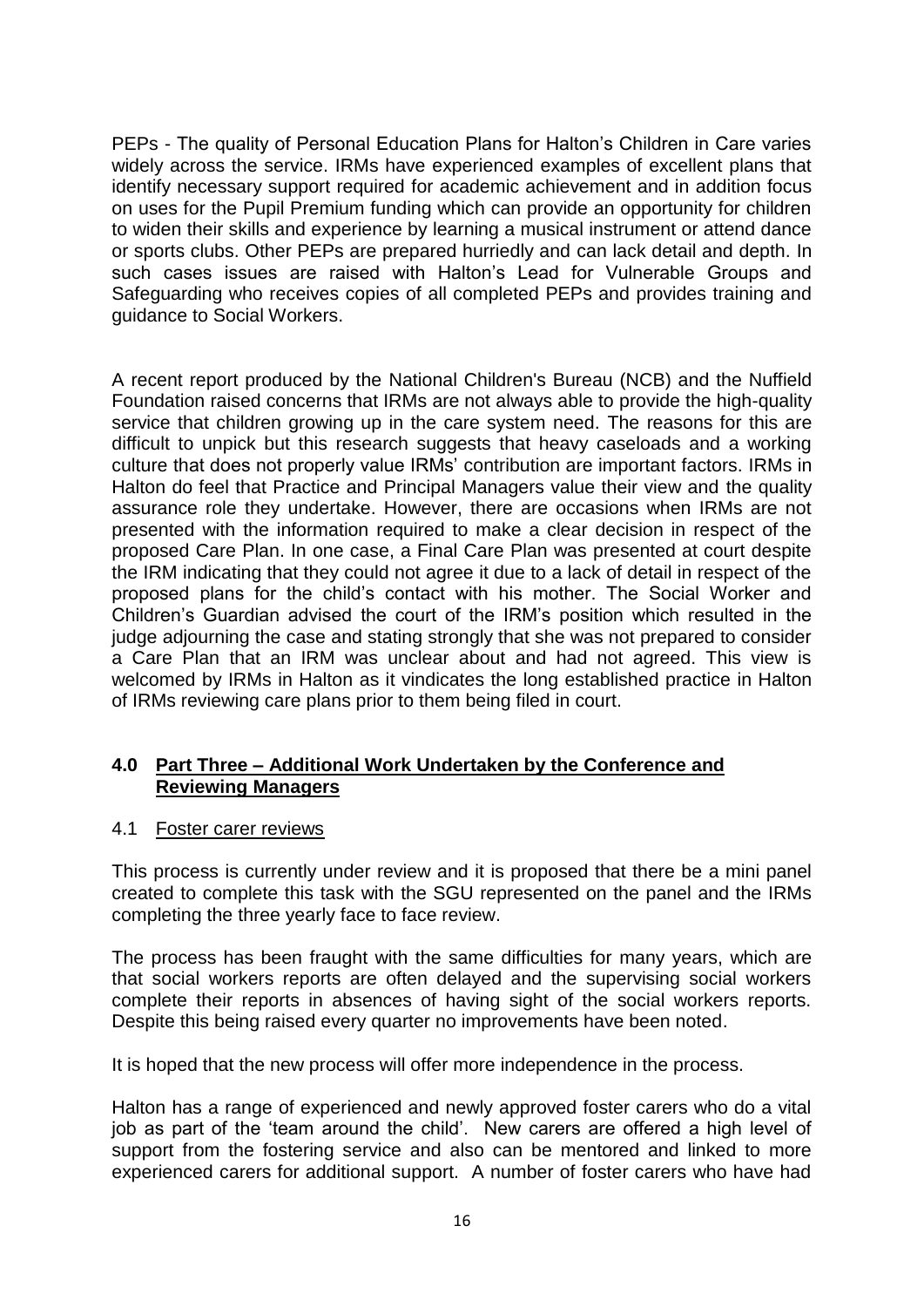PEPs - The quality of Personal Education Plans for Halton's Children in Care varies widely across the service. IRMs have experienced examples of excellent plans that identify necessary support required for academic achievement and in addition focus on uses for the Pupil Premium funding which can provide an opportunity for children to widen their skills and experience by learning a musical instrument or attend dance or sports clubs. Other PEPs are prepared hurriedly and can lack detail and depth. In such cases issues are raised with Halton's Lead for Vulnerable Groups and Safeguarding who receives copies of all completed PEPs and provides training and guidance to Social Workers.

A recent report produced by the National Children's Bureau (NCB) and the Nuffield Foundation raised concerns that IRMs are not always able to provide the high-quality service that children growing up in the care system need. The reasons for this are difficult to unpick but this research suggests that heavy caseloads and a working culture that does not properly value IRMs' contribution are important factors. IRMs in Halton do feel that Practice and Principal Managers value their view and the quality assurance role they undertake. However, there are occasions when IRMs are not presented with the information required to make a clear decision in respect of the proposed Care Plan. In one case, a Final Care Plan was presented at court despite the IRM indicating that they could not agree it due to a lack of detail in respect of the proposed plans for the child's contact with his mother. The Social Worker and Children's Guardian advised the court of the IRM's position which resulted in the judge adjourning the case and stating strongly that she was not prepared to consider a Care Plan that an IRM was unclear about and had not agreed. This view is welcomed by IRMs in Halton as it vindicates the long established practice in Halton of IRMs reviewing care plans prior to them being filed in court.

## 4.0 Part Three – Additional Work Undertaken by the Conference and Reviewing Managers

### 4.1 Foster carer reviews

This process is currently under review and it is proposed that there be a mini panel created to complete this task with the SGU represented on the panel and the IRMs completing the three yearly face to face review.

The process has been fraught with the same difficulties for many years, which are that social workers reports are often delayed and the supervising social workers complete their reports in absences of having sight of the social workers reports. Despite this being raised every quarter no improvements have been noted.

It is hoped that the new process will offer more independence in the process.

Halton has a range of experienced and newly approved foster carers who do a vital job as part of the 'team around the child'. New carers are offered a high level of support from the fostering service and also can be mentored and linked to more experienced carers for additional support. A number of foster carers who have had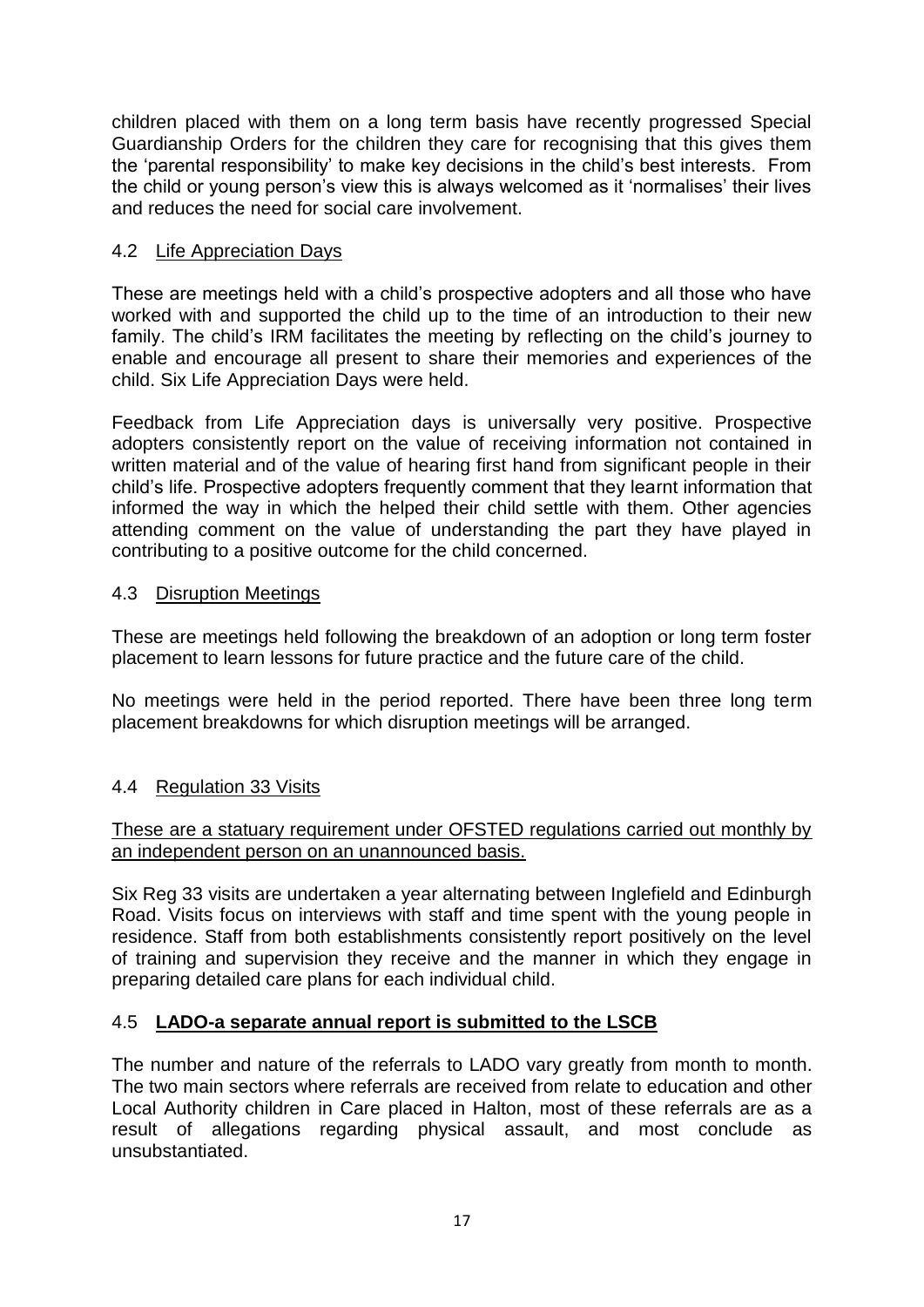children placed with them on a long term basis have recently progressed Special Guardianship Orders for the children they care for recognising that this gives them the 'parental responsibility' to make key decisions in the child's best interests. From the child or young person's view this is always welcomed as it 'normalises' their lives and reduces the need for social care involvement.

### 4.2 Life Appreciation Days

These are meetings held with a child's prospective adopters and all those who have worked with and supported the child up to the time of an introduction to their new family. The child's IRM facilitates the meeting by reflecting on the child's journey to enable and encourage all present to share their memories and experiences of the child. Six Life Appreciation Days were held.

Feedback from Life Appreciation days is universally very positive. Prospective adopters consistently report on the value of receiving information not contained in written material and of the value of hearing first hand from significant people in their child's life. Prospective adopters frequently comment that they learnt information that informed the way in which the helped their child settle with them. Other agencies attending comment on the value of understanding the part they have played in contributing to a positive outcome for the child concerned.

### 4.3 Disruption Meetings

These are meetings held following the breakdown of an adoption or long term foster placement to learn lessons for future practice and the future care of the child.

No meetings were held in the period reported. There have been three long term placement breakdowns for which disruption meetings will be arranged.

### 4.4 Regulation 33 Visits

These are a statuary requirement under OFSTED regulations carried out monthly by an independent person on an unannounced basis.

Six Reg 33 visits are undertaken a year alternating between Inglefield and Edinburgh Road. Visits focus on interviews with staff and time spent with the young people in residence. Staff from both establishments consistently report positively on the level of training and supervision they receive and the manner in which they engage in preparing detailed care plans for each individual child.

### 4.5 **LADO-a separate annual report is submitted to the LSCB**

The number and nature of the referrals to LADO vary greatly from month to month. The two main sectors where referrals are received from relate to education and other Local Authority children in Care placed in Halton, most of these referrals are as a result of allegations regarding physical assault, and most conclude as unsubstantiated.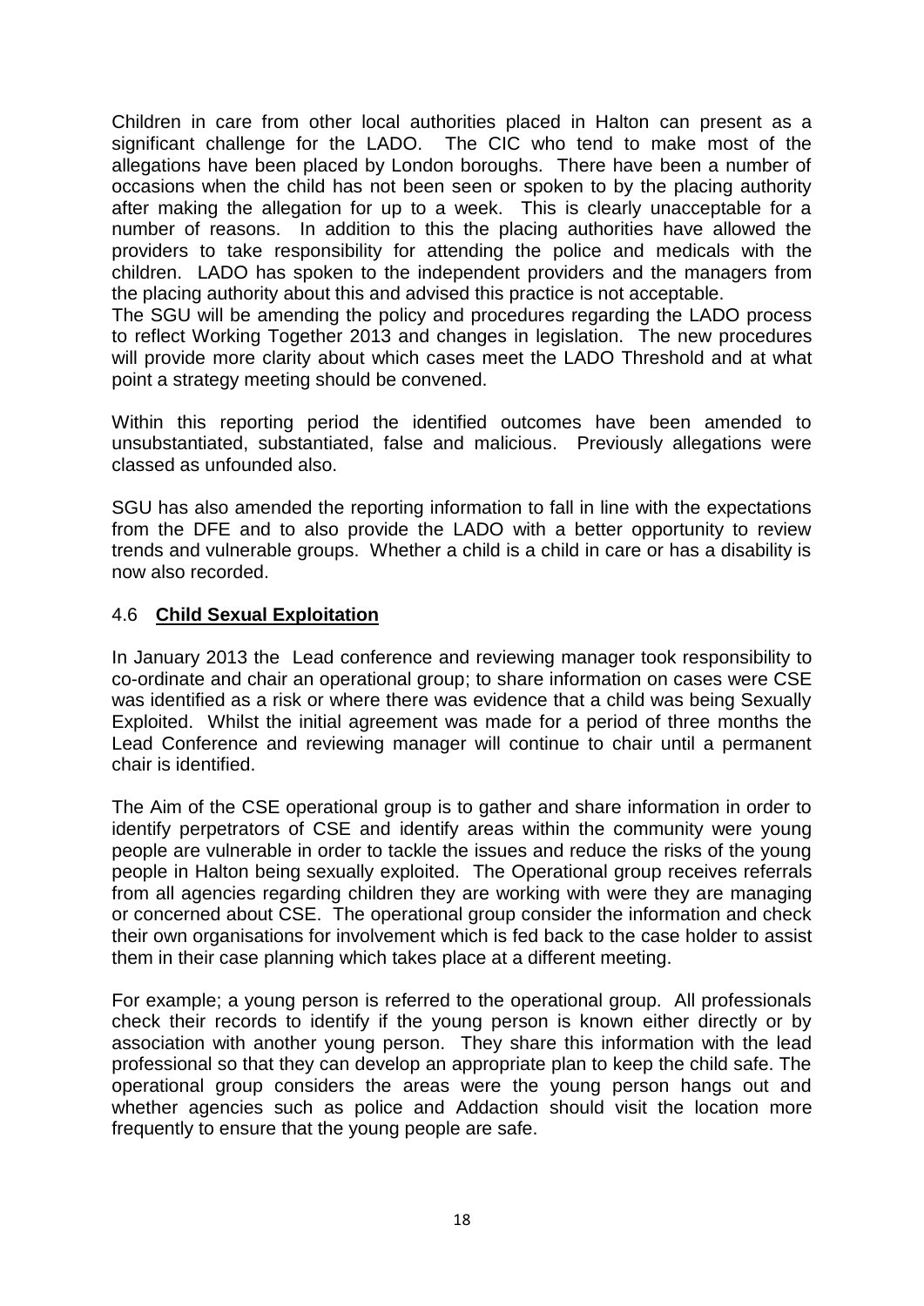Children in care from other local authorities placed in Halton can present as a significant challenge for the LADO. The CIC who tend to make most of the allegations have been placed by London boroughs. There have been a number of occasions when the child has not been seen or spoken to by the placing authority after making the allegation for up to a week. This is clearly unacceptable for a number of reasons. In addition to this the placing authorities have allowed the providers to take responsibility for attending the police and medicals with the children. LADO has spoken to the independent providers and the managers from the placing authority about this and advised this practice is not acceptable.
The SGU will be amending the policy and procedures regarding the LADO process to reflect Working Together 2013 and changes in legislation. The new procedures will provide more clarity about which cases meet the LADO Threshold and at what point a strategy meeting should be convened.

Within this reporting period the identified outcomes have been amended to unsubstantiated, substantiated, false and malicious. Previously allegations were classed as unfounded also.

SGU has also amended the reporting information to fall in line with the expectations from the DFE and to also provide the LADO with a better opportunity to review trends and vulnerable groups. Whether a child is a child in care or has a disability is now also recorded.

## 4.6 **Child Sexual Exploitation**

In January 2013 the Lead conference and reviewing manager took responsibility to co-ordinate and chair an operational group; to share information on cases were CSE was identified as a risk or where there was evidence that a child was being Sexually Exploited. Whilst the initial agreement was made for a period of three months the Lead Conference and reviewing manager will continue to chair until a permanent chair is identified.

The Aim of the CSE operational group is to gather and share information in order to identify perpetrators of CSE and identify areas within the community were young people are vulnerable in order to tackle the issues and reduce the risks of the young people in Halton being sexually exploited. The Operational group receives referrals from all agencies regarding children they are working with were they are managing or concerned about CSE. The operational group consider the information and check their own organisations for involvement which is fed back to the case holder to assist them in their case planning which takes place at a different meeting.

For example; a young person is referred to the operational group. All professionals check their records to identify if the young person is known either directly or by association with another young person. They share this information with the lead professional so that they can develop an appropriate plan to keep the child safe. The operational group considers the areas were the young person hangs out and whether agencies such as police and Addaction should visit the location more frequently to ensure that the young people are safe.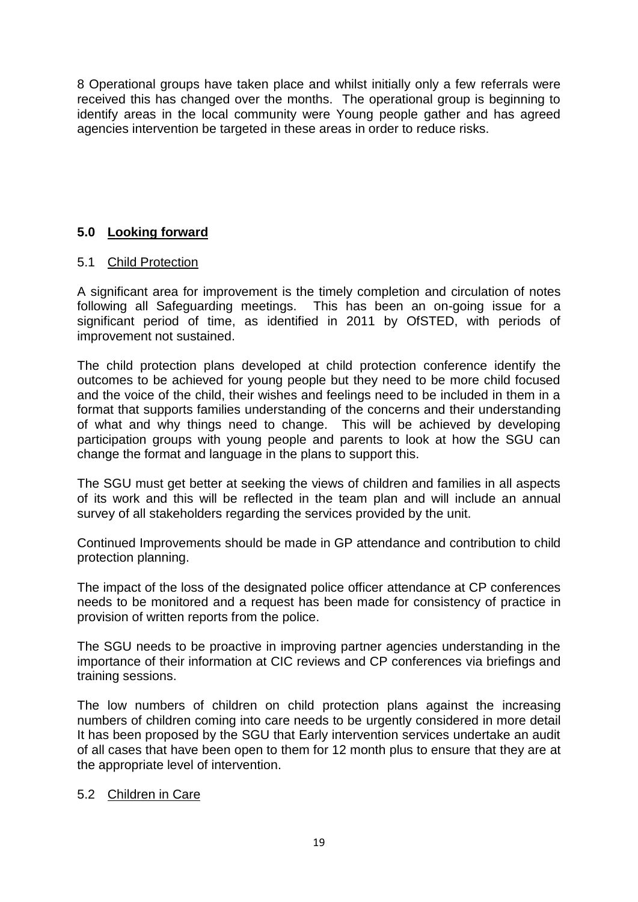8 Operational groups have taken place and whilst initially only a few referrals were received this has changed over the months. The operational group is beginning to identify areas in the local community were Young people gather and has agreed agencies intervention be targeted in these areas in order to reduce risks.

## 5.0 Looking forward

### 5.1 Child Protection

A significant area for improvement is the timely completion and circulation of notes following all Safeguarding meetings. This has been an on-going issue for a significant period of time, as identified in 2011 by OfSTED, with periods of improvement not sustained.

The child protection plans developed at child protection conference identify the outcomes to be achieved for young people but they need to be more child focused and the voice of the child, their wishes and feelings need to be included in them in a format that supports families understanding of the concerns and their understanding of what and why things need to change. This will be achieved by developing participation groups with young people and parents to look at how the SGU can change the format and language in the plans to support this.

The SGU must get better at seeking the views of children and families in all aspects of its work and this will be reflected in the team plan and will include an annual survey of all stakeholders regarding the services provided by the unit.

Continued Improvements should be made in GP attendance and contribution to child protection planning.

The impact of the loss of the designated police officer attendance at CP conferences needs to be monitored and a request has been made for consistency of practice in provision of written reports from the police.

The SGU needs to be proactive in improving partner agencies understanding in the importance of their information at CIC reviews and CP conferences via briefings and training sessions.

The low numbers of children on child protection plans against the increasing numbers of children coming into care needs to be urgently considered in more detail It has been proposed by the SGU that Early intervention services undertake an audit of all cases that have been open to them for 12 month plus to ensure that they are at the appropriate level of intervention.

### 5.2 Children in Care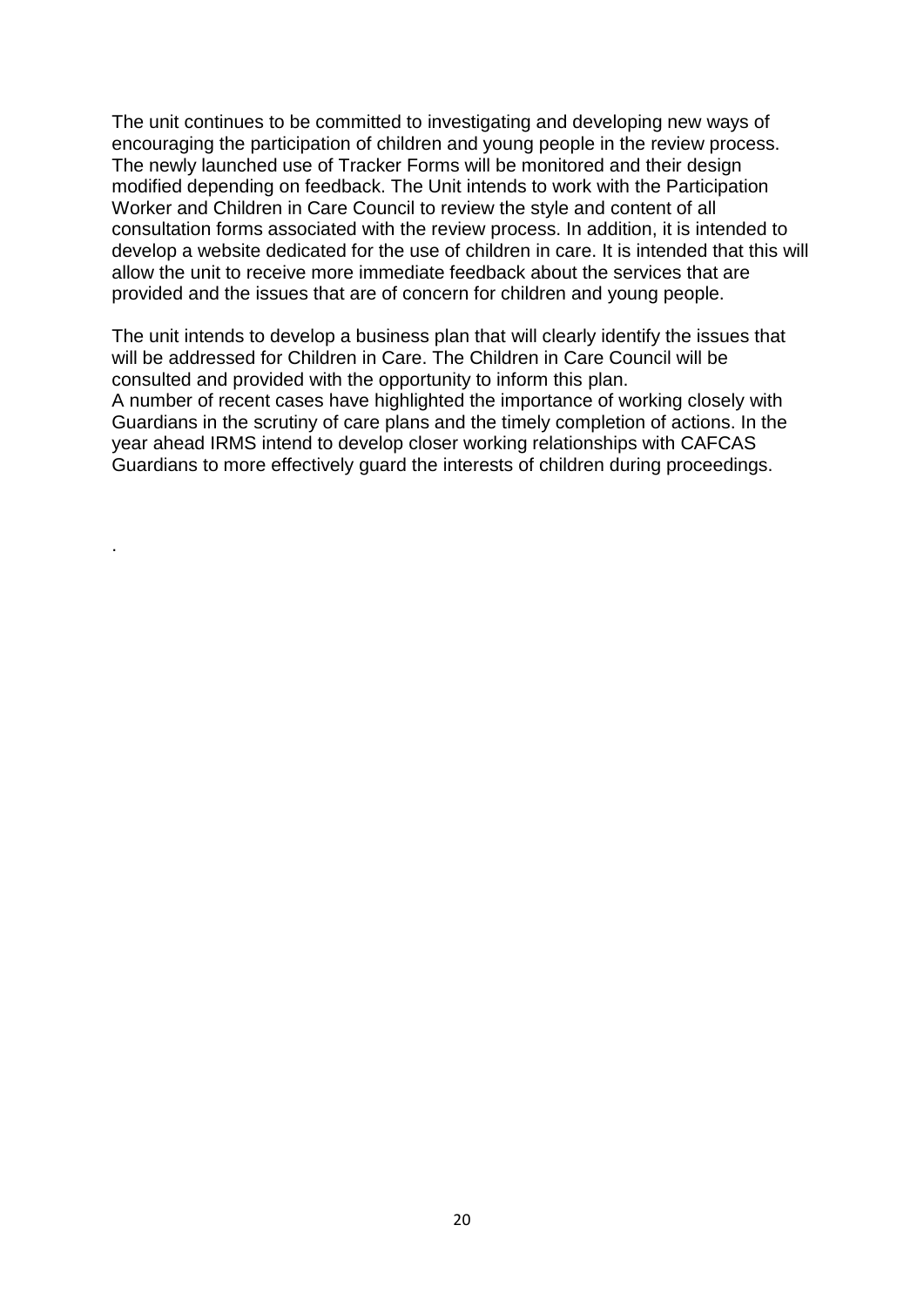The unit continues to be committed to investigating and developing new ways of encouraging the participation of children and young people in the review process. The newly launched use of Tracker Forms will be monitored and their design modified depending on feedback. The Unit intends to work with the Participation Worker and Children in Care Council to review the style and content of all consultation forms associated with the review process. In addition, it is intended to develop a website dedicated for the use of children in care. It is intended that this will allow the unit to receive more immediate feedback about the services that are provided and the issues that are of concern for children and young people.

The unit intends to develop a business plan that will clearly identify the issues that will be addressed for Children in Care. The Children in Care Council will be consulted and provided with the opportunity to inform this plan.
A number of recent cases have highlighted the importance of working closely with Guardians in the scrutiny of care plans and the timely completion of actions. In the year ahead IRMS intend to develop closer working relationships with CAFCAS Guardians to more effectively guard the interests of children during proceedings.

.